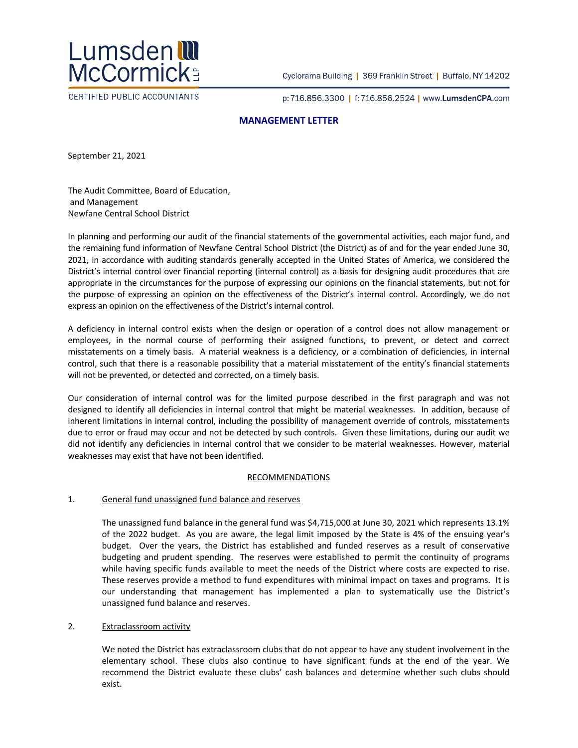Lumsden McCormick LLP

CERTIFIED PUBLIC ACCOUNTANTS

Cyclorama Building | 369 Franklin Street | Buffalo, NY 14202

p: 716.856.3300 | f: 716.856.2524 | www.LumsdenCPA.com

## MANAGEMENT LETTER

September 21, 2021

The Audit Committee, Board of Education,
and Management
Newfane Central School District

In planning and performing our audit of the financial statements of the governmental activities, each major fund, and the remaining fund information of Newfane Central School District (the District) as of and for the year ended June 30, 2021, in accordance with auditing standards generally accepted in the United States of America, we considered the District's internal control over financial reporting (internal control) as a basis for designing audit procedures that are appropriate in the circumstances for the purpose of expressing our opinions on the financial statements, but not for the purpose of expressing an opinion on the effectiveness of the District's internal control. Accordingly, we do not express an opinion on the effectiveness of the District's internal control.

A deficiency in internal control exists when the design or operation of a control does not allow management or employees, in the normal course of performing their assigned functions, to prevent, or detect and correct misstatements on a timely basis. A material weakness is a deficiency, or a combination of deficiencies, in internal control, such that there is a reasonable possibility that a material misstatement of the entity's financial statements will not be prevented, or detected and corrected, on a timely basis.

Our consideration of internal control was for the limited purpose described in the first paragraph and was not designed to identify all deficiencies in internal control that might be material weaknesses. In addition, because of inherent limitations in internal control, including the possibility of management override of controls, misstatements due to error or fraud may occur and not be detected by such controls. Given these limitations, during our audit we did not identify any deficiencies in internal control that we consider to be material weaknesses. However, material weaknesses may exist that have not been identified.

### RECOMMENDATIONS

1. General fund unassigned fund balance and reserves

   The unassigned fund balance in the general fund was $4,715,000 at June 30, 2021 which represents 13.1% of the 2022 budget. As you are aware, the legal limit imposed by the State is 4% of the ensuing year's budget. Over the years, the District has established and funded reserves as a result of conservative budgeting and prudent spending. The reserves were established to permit the continuity of programs while having specific funds available to meet the needs of the District where costs are expected to rise. These reserves provide a method to fund expenditures with minimal impact on taxes and programs. It is our understanding that management has implemented a plan to systematically use the District's unassigned fund balance and reserves.

2. Extraclassroom activity

   We noted the District has extraclassroom clubs that do not appear to have any student involvement in the elementary school. These clubs also continue to have significant funds at the end of the year. We recommend the District evaluate these clubs' cash balances and determine whether such clubs should exist.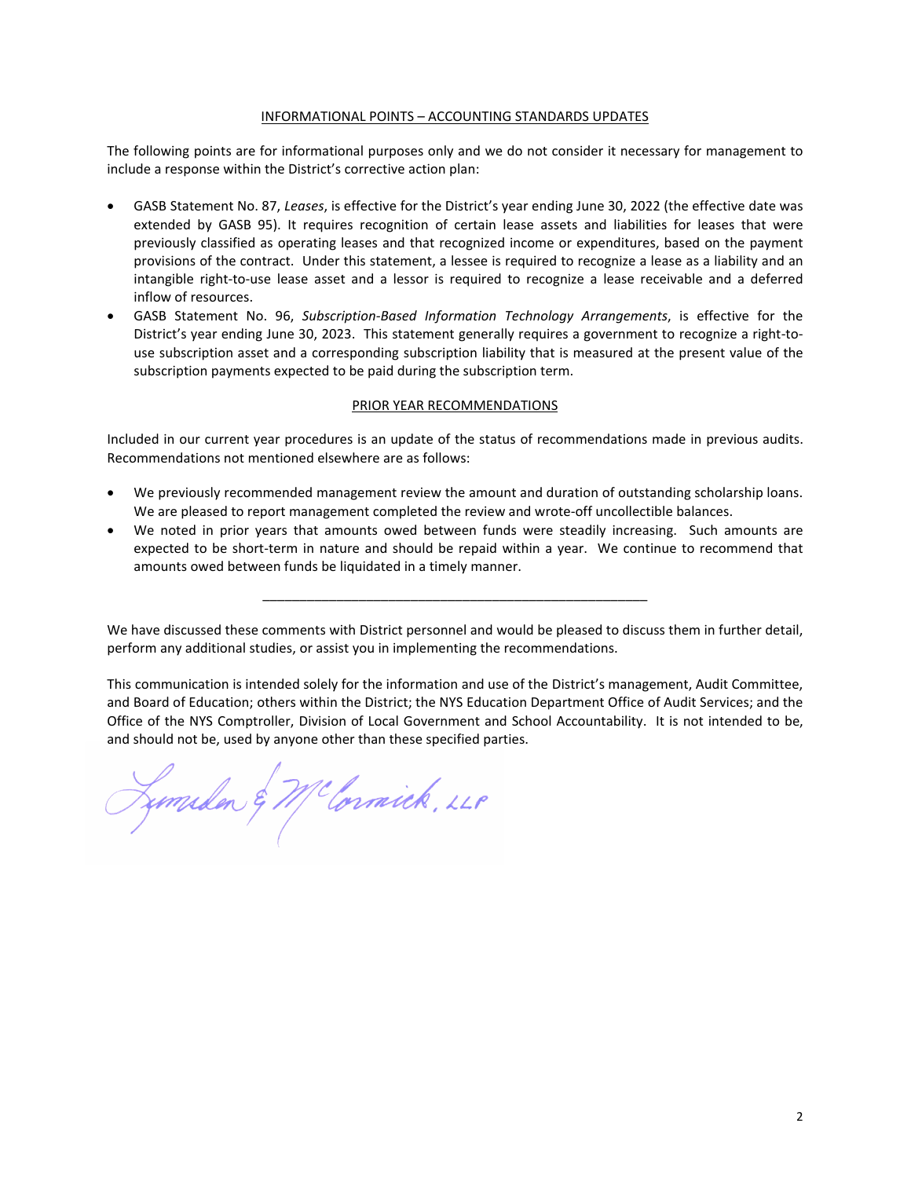## INFORMATIONAL POINTS – ACCOUNTING STANDARDS UPDATES

The following points are for informational purposes only and we do not consider it necessary for management to include a response within the District's corrective action plan:

- GASB Statement No. 87, *Leases*, is effective for the District's year ending June 30, 2022 (the effective date was extended by GASB 95). It requires recognition of certain lease assets and liabilities for leases that were previously classified as operating leases and that recognized income or expenditures, based on the payment provisions of the contract. Under this statement, a lessee is required to recognize a lease as a liability and an intangible right-to-use lease asset and a lessor is required to recognize a lease receivable and a deferred inflow of resources.
- GASB Statement No. 96, *Subscription-Based Information Technology Arrangements*, is effective for the District's year ending June 30, 2023. This statement generally requires a government to recognize a right-to-use subscription asset and a corresponding subscription liability that is measured at the present value of the subscription payments expected to be paid during the subscription term.

## PRIOR YEAR RECOMMENDATIONS

Included in our current year procedures is an update of the status of recommendations made in previous audits. Recommendations not mentioned elsewhere are as follows:

- We previously recommended management review the amount and duration of outstanding scholarship loans. We are pleased to report management completed the review and wrote-off uncollectible balances.
- We noted in prior years that amounts owed between funds were steadily increasing. Such amounts are expected to be short-term in nature and should be repaid within a year. We continue to recommend that amounts owed between funds be liquidated in a timely manner.

---

We have discussed these comments with District personnel and would be pleased to discuss them in further detail, perform any additional studies, or assist you in implementing the recommendations.

This communication is intended solely for the information and use of the District's management, Audit Committee, and Board of Education; others within the District; the NYS Education Department Office of Audit Services; and the Office of the NYS Comptroller, Division of Local Government and School Accountability. It is not intended to be, and should not be, used by anyone other than these specified parties.

Lumsden & McCormick, LLP